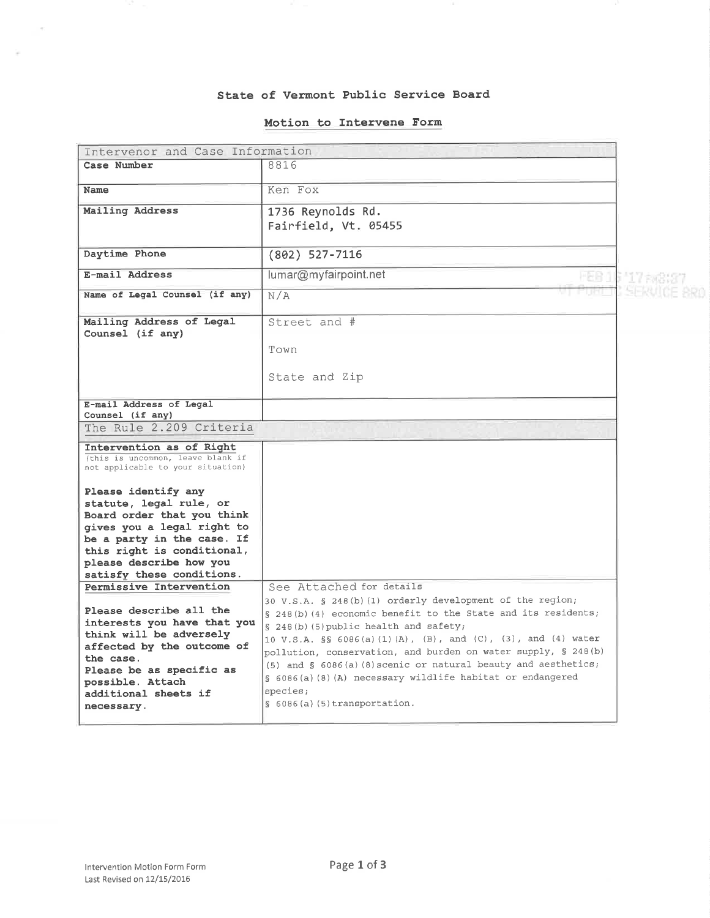# State of Vermont Public Service Board

## Motion to Intervene Form

| Intervenor and Case Information | |
|---|---|
| **Case Number** | 8816 |
| **Name** | Ken Fox |
| **Mailing Address** | 1736 Reynolds Rd.<br>Fairfield, Vt. 05455 |
| **Daytime Phone** | (802) 527-7116 |
| **E-mail Address** | lumar@myfairpoint.net |
| **Name of Legal Counsel (if any)** | N/A |
| **Mailing Address of Legal Counsel (if any)** | Street and #<br>Town<br>State and Zip |
| **E-mail Address of Legal Counsel (if any)** | |
| **The Rule 2.209 Criteria** | |
| **Intervention as of Right** (this is uncommon, leave blank if not applicable to your situation)<br><br>**Please identify any statute, legal rule, or Board order that you think gives you a legal right to be a party in the case. If this right is conditional, please describe how you satisfy these conditions.** | |
| **Permissive Intervention**<br><br>**Please describe all the interests you have that you think will be adversely affected by the outcome of the case. Please be as specific as possible. Attach additional sheets if necessary.** | See Attached for details<br>30 V.S.A. § 248(b)(1) orderly development of the region;<br>§ 248(b)(4) economic benefit to the State and its residents;<br>§ 248(b)(5) public health and safety;<br>10 V.S.A. §§ 6086(a)(1)(A), (B), and (C), (3), and (4) water pollution, conservation, and burden on water supply, § 248(b)(5) and § 6086(a)(8) scenic or natural beauty and aesthetics;<br>§ 6086(a)(8)(A) necessary wildlife habitat or endangered species;<br>§ 6086(a)(5) transportation. |

FEB 16 '17 PM3:37
VT PUBLIC SERVICE BRD

Intervention Motion Form Form
Last Revised on 12/15/2016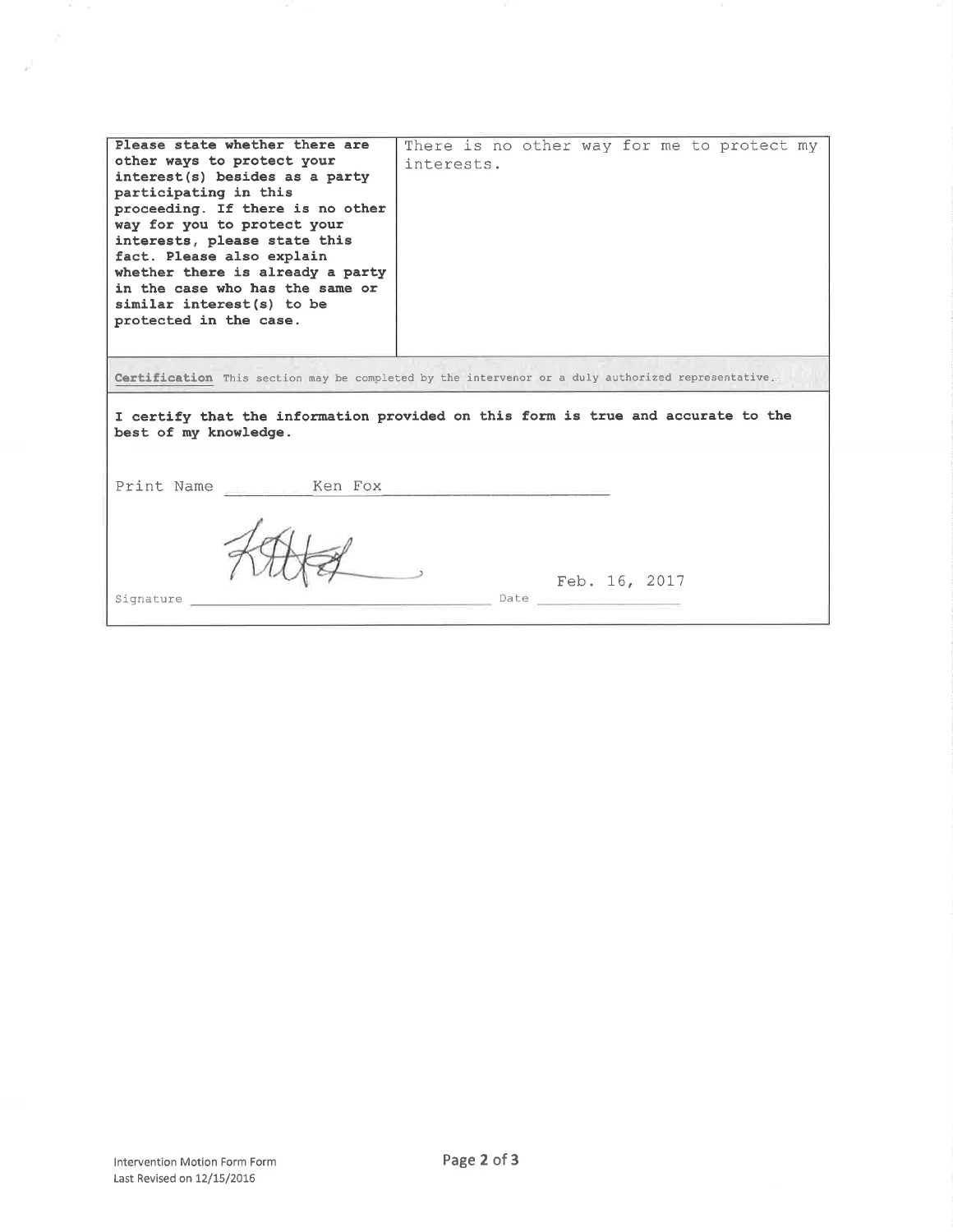| Please state whether there are other ways to protect your interest(s) besides as a party participating in this proceeding. If there is no other way for you to protect your interests, please state this fact. Please also explain whether there is already a party in the case who has the same or similar interest(s) to be protected in the case. | There is no other way for me to protect my interests. |
|---|---|

**Certification** This section may be completed by the intervenor or a duly authorized representative.

**I certify that the information provided on this form is true and accurate to the best of my knowledge.**

Print Name: Ken Fox

Signature: [signature]

Date: Feb. 16, 2017

Intervention Motion Form Form
Last Revised on 12/15/2016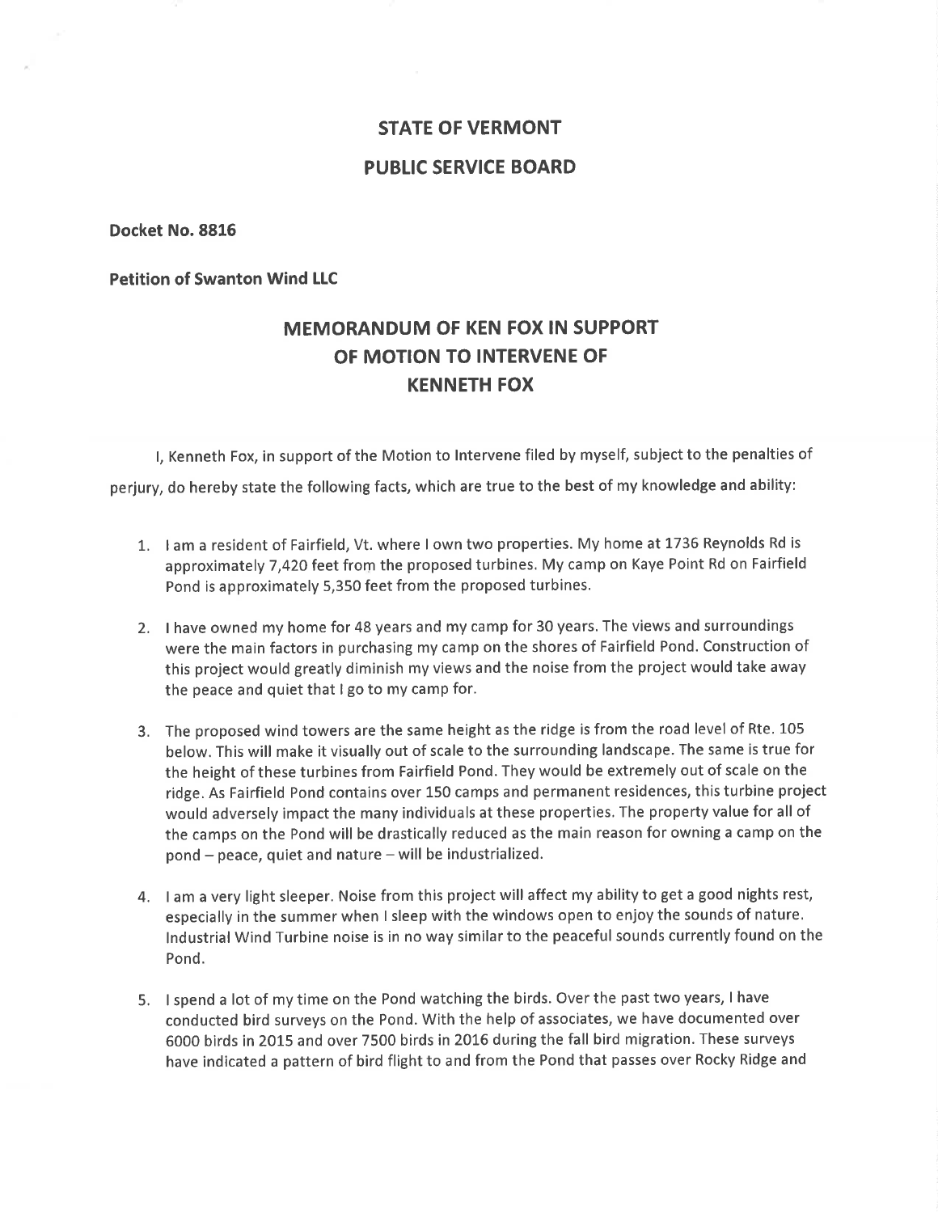# STATE OF VERMONT

# PUBLIC SERVICE BOARD

**Docket No. 8816**

**Petition of Swanton Wind LLC**

## MEMORANDUM OF KEN FOX IN SUPPORT OF MOTION TO INTERVENE OF KENNETH FOX

I, Kenneth Fox, in support of the Motion to Intervene filed by myself, subject to the penalties of perjury, do hereby state the following facts, which are true to the best of my knowledge and ability:

1. I am a resident of Fairfield, Vt. where I own two properties. My home at 1736 Reynolds Rd is approximately 7,420 feet from the proposed turbines. My camp on Kaye Point Rd on Fairfield Pond is approximately 5,350 feet from the proposed turbines.

2. I have owned my home for 48 years and my camp for 30 years. The views and surroundings were the main factors in purchasing my camp on the shores of Fairfield Pond. Construction of this project would greatly diminish my views and the noise from the project would take away the peace and quiet that I go to my camp for.

3. The proposed wind towers are the same height as the ridge is from the road level of Rte. 105 below. This will make it visually out of scale to the surrounding landscape. The same is true for the height of these turbines from Fairfield Pond. They would be extremely out of scale on the ridge. As Fairfield Pond contains over 150 camps and permanent residences, this turbine project would adversely impact the many individuals at these properties. The property value for all of the camps on the Pond will be drastically reduced as the main reason for owning a camp on the pond – peace, quiet and nature – will be industrialized.

4. I am a very light sleeper. Noise from this project will affect my ability to get a good nights rest, especially in the summer when I sleep with the windows open to enjoy the sounds of nature. Industrial Wind Turbine noise is in no way similar to the peaceful sounds currently found on the Pond.

5. I spend a lot of my time on the Pond watching the birds. Over the past two years, I have conducted bird surveys on the Pond. With the help of associates, we have documented over 6000 birds in 2015 and over 7500 birds in 2016 during the fall bird migration. These surveys have indicated a pattern of bird flight to and from the Pond that passes over Rocky Ridge and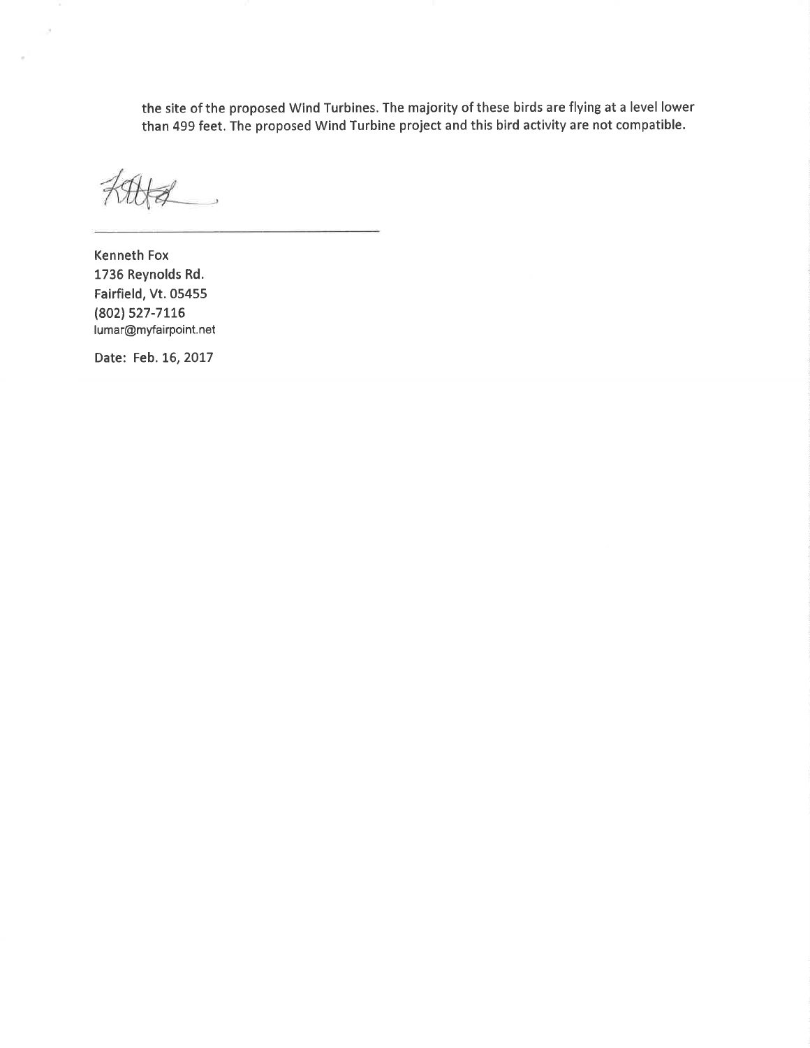the site of the proposed Wind Turbines. The majority of these birds are flying at a level lower than 499 feet. The proposed Wind Turbine project and this bird activity are not compatible.

Kenneth Fox
1736 Reynolds Rd.
Fairfield, Vt. 05455
(802) 527-7116
lumar@myfairpoint.net

Date: Feb. 16, 2017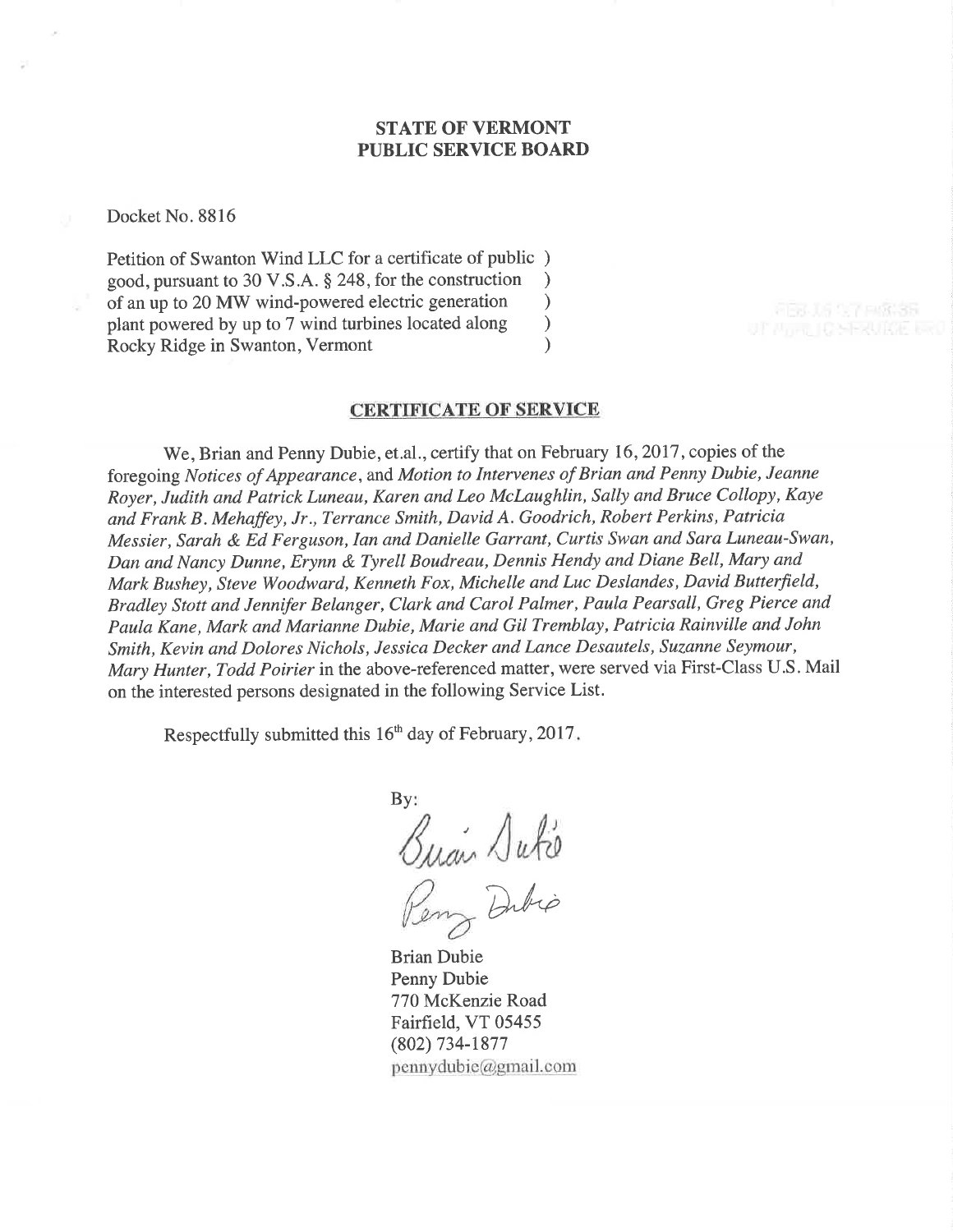**STATE OF VERMONT**
**PUBLIC SERVICE BOARD**

Docket No. 8816

Petition of Swanton Wind LLC for a certificate of public )
good, pursuant to 30 V.S.A. § 248, for the construction )
of an up to 20 MW wind-powered electric generation )
plant powered by up to 7 wind turbines located along )
Rocky Ridge in Swanton, Vermont )

## CERTIFICATE OF SERVICE

We, Brian and Penny Dubie, et.al., certify that on February 16, 2017, copies of the foregoing *Notices of Appearance*, and *Motion to Intervenes of Brian and Penny Dubie, Jeanne Royer, Judith and Patrick Luneau, Karen and Leo McLaughlin, Sally and Bruce Collopy, Kaye and Frank B. Mehaffey, Jr., Terrance Smith, David A. Goodrich, Robert Perkins, Patricia Messier, Sarah & Ed Ferguson, Ian and Danielle Garrant, Curtis Swan and Sara Luneau-Swan, Dan and Nancy Dunne, Erynn & Tyrell Boudreau, Dennis Hendy and Diane Bell, Mary and Mark Bushey, Steve Woodward, Kenneth Fox, Michelle and Luc Deslandes, David Butterfield, Bradley Stott and Jennifer Belanger, Clark and Carol Palmer, Paula Pearsall, Greg Pierce and Paula Kane, Mark and Marianne Dubie, Marie and Gil Tremblay, Patricia Rainville and John Smith, Kevin and Dolores Nichols, Jessica Decker and Lance Desautels, Suzanne Seymour, Mary Hunter, Todd Poirier* in the above-referenced matter, were served via First-Class U.S. Mail on the interested persons designated in the following Service List.

Respectfully submitted this 16th day of February, 2017.

By:

Brian Dubie
Penny Dubie
770 McKenzie Road
Fairfield, VT 05455
(802) 734-1877
pennydubie@gmail.com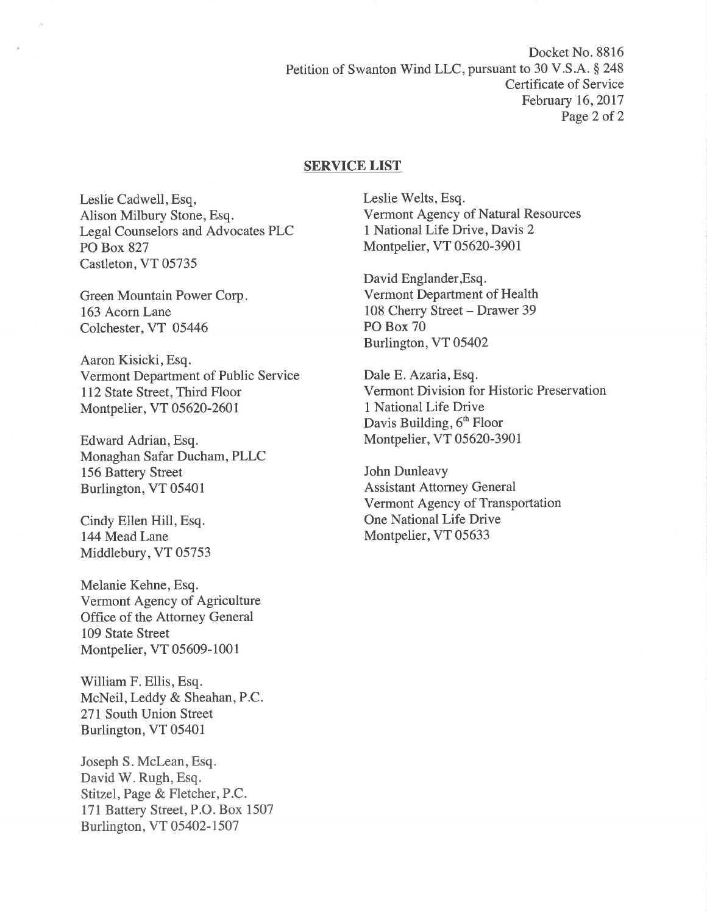## SERVICE LIST

Leslie Cadwell, Esq,
Alison Milbury Stone, Esq.
Legal Counselors and Advocates PLC
PO Box 827
Castleton, VT 05735

Green Mountain Power Corp.
163 Acorn Lane
Colchester, VT 05446

Aaron Kisicki, Esq.
Vermont Department of Public Service
112 State Street, Third Floor
Montpelier, VT 05620-2601

Edward Adrian, Esq.
Monaghan Safar Ducham, PLLC
156 Battery Street
Burlington, VT 05401

Cindy Ellen Hill, Esq.
144 Mead Lane
Middlebury, VT 05753

Melanie Kehne, Esq.
Vermont Agency of Agriculture
Office of the Attorney General
109 State Street
Montpelier, VT 05609-1001

William F. Ellis, Esq.
McNeil, Leddy & Sheahan, P.C.
271 South Union Street
Burlington, VT 05401

Joseph S. McLean, Esq.
David W. Rugh, Esq.
Stitzel, Page & Fletcher, P.C.
171 Battery Street, P.O. Box 1507
Burlington, VT 05402-1507

Leslie Welts, Esq.
Vermont Agency of Natural Resources
1 National Life Drive, Davis 2
Montpelier, VT 05620-3901

David Englander,Esq.
Vermont Department of Health
108 Cherry Street – Drawer 39
PO Box 70
Burlington, VT 05402

Dale E. Azaria, Esq.
Vermont Division for Historic Preservation
1 National Life Drive
Davis Building, 6th Floor
Montpelier, VT 05620-3901

John Dunleavy
Assistant Attorney General
Vermont Agency of Transportation
One National Life Drive
Montpelier, VT 05633